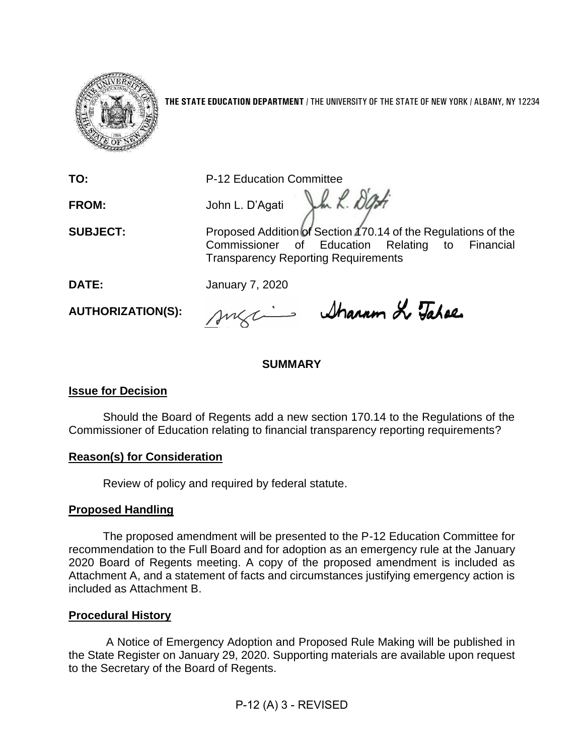**THE STATE EDUCATION DEPARTMENT** / THE UNIVERSITY OF THE STATE OF NEW YORK / ALBANY, NY 12234

**TO:** P-12 Education Committee

**FROM:** John L. D'Agati

**SUBJECT:** Proposed Addition of Section 170.14 of the Regulations of the Commissioner of Education Relating to Financial Transparency Reporting Requirements

**DATE:** January 7, 2020

**AUTHORIZATION(S):**

## SUMMARY

### Issue for Decision

Should the Board of Regents add a new section 170.14 to the Regulations of the Commissioner of Education relating to financial transparency reporting requirements?

### Reason(s) for Consideration

Review of policy and required by federal statute.

### Proposed Handling

The proposed amendment will be presented to the P-12 Education Committee for recommendation to the Full Board and for adoption as an emergency rule at the January 2020 Board of Regents meeting. A copy of the proposed amendment is included as Attachment A, and a statement of facts and circumstances justifying emergency action is included as Attachment B.

### Procedural History

A Notice of Emergency Adoption and Proposed Rule Making will be published in the State Register on January 29, 2020. Supporting materials are available upon request to the Secretary of the Board of Regents.

P-12 (A) 3 - REVISED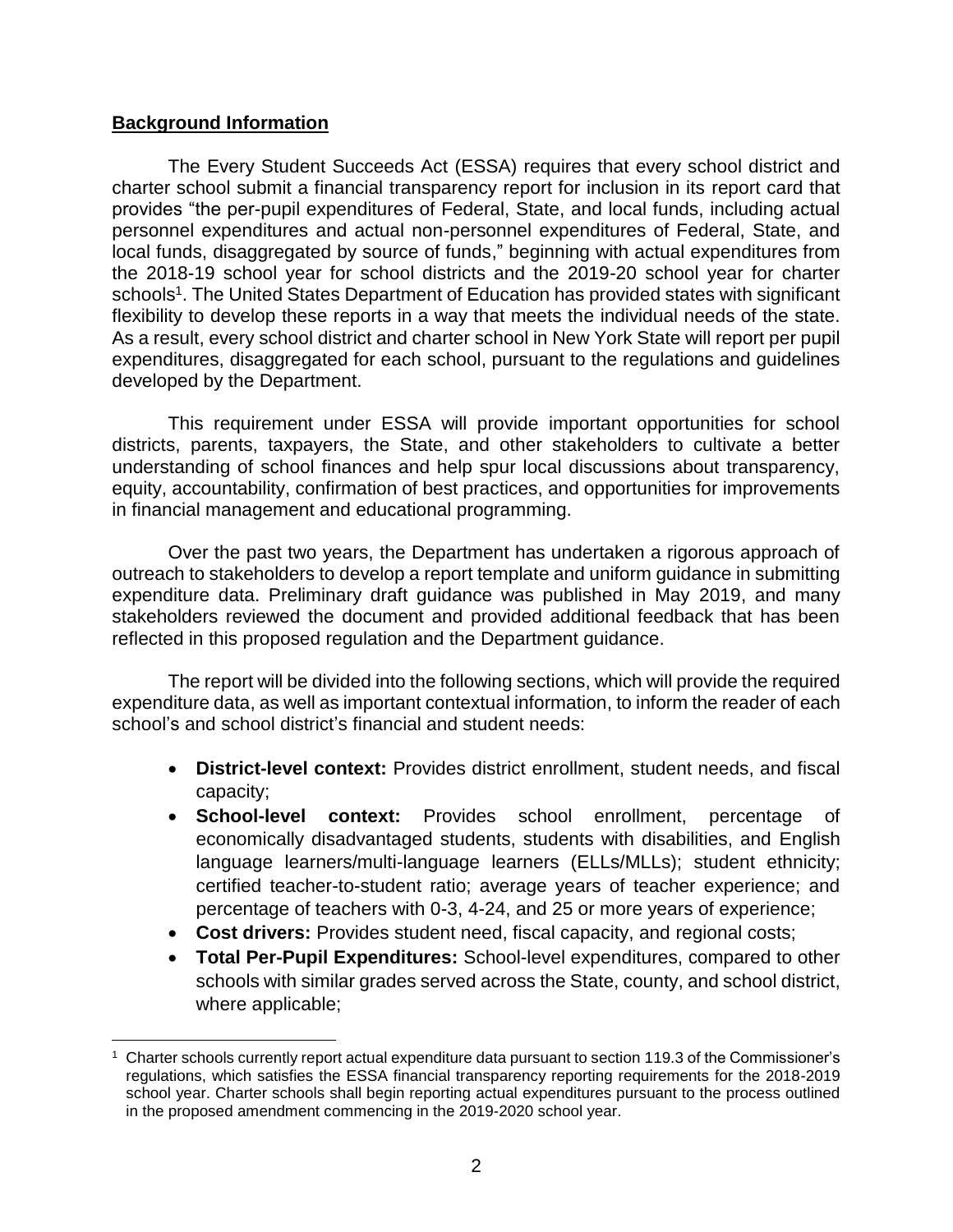**Background Information**

The Every Student Succeeds Act (ESSA) requires that every school district and charter school submit a financial transparency report for inclusion in its report card that provides "the per-pupil expenditures of Federal, State, and local funds, including actual personnel expenditures and actual non-personnel expenditures of Federal, State, and local funds, disaggregated by source of funds," beginning with actual expenditures from the 2018-19 school year for school districts and the 2019-20 school year for charter schools[1]. The United States Department of Education has provided states with significant flexibility to develop these reports in a way that meets the individual needs of the state. As a result, every school district and charter school in New York State will report per pupil expenditures, disaggregated for each school, pursuant to the regulations and guidelines developed by the Department.

This requirement under ESSA will provide important opportunities for school districts, parents, taxpayers, the State, and other stakeholders to cultivate a better understanding of school finances and help spur local discussions about transparency, equity, accountability, confirmation of best practices, and opportunities for improvements in financial management and educational programming.

Over the past two years, the Department has undertaken a rigorous approach of outreach to stakeholders to develop a report template and uniform guidance in submitting expenditure data. Preliminary draft guidance was published in May 2019, and many stakeholders reviewed the document and provided additional feedback that has been reflected in this proposed regulation and the Department guidance.

The report will be divided into the following sections, which will provide the required expenditure data, as well as important contextual information, to inform the reader of each school's and school district's financial and student needs:

- **District-level context:** Provides district enrollment, student needs, and fiscal capacity;
- **School-level context:** Provides school enrollment, percentage of economically disadvantaged students, students with disabilities, and English language learners/multi-language learners (ELLs/MLLs); student ethnicity; certified teacher-to-student ratio; average years of teacher experience; and percentage of teachers with 0-3, 4-24, and 25 or more years of experience;
- **Cost drivers:** Provides student need, fiscal capacity, and regional costs;
- **Total Per-Pupil Expenditures:** School-level expenditures, compared to other schools with similar grades served across the State, county, and school district, where applicable;

[1] Charter schools currently report actual expenditure data pursuant to section 119.3 of the Commissioner's regulations, which satisfies the ESSA financial transparency reporting requirements for the 2018-2019 school year. Charter schools shall begin reporting actual expenditures pursuant to the process outlined in the proposed amendment commencing in the 2019-2020 school year.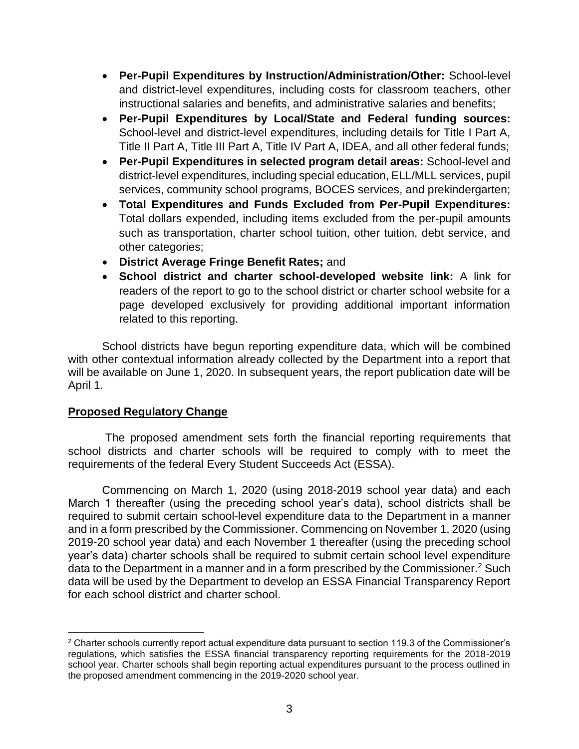- **Per-Pupil Expenditures by Instruction/Administration/Other:** School-level and district-level expenditures, including costs for classroom teachers, other instructional salaries and benefits, and administrative salaries and benefits;
- **Per-Pupil Expenditures by Local/State and Federal funding sources:** School-level and district-level expenditures, including details for Title I Part A, Title II Part A, Title III Part A, Title IV Part A, IDEA, and all other federal funds;
- **Per-Pupil Expenditures in selected program detail areas:** School-level and district-level expenditures, including special education, ELL/MLL services, pupil services, community school programs, BOCES services, and prekindergarten;
- **Total Expenditures and Funds Excluded from Per-Pupil Expenditures:** Total dollars expended, including items excluded from the per-pupil amounts such as transportation, charter school tuition, other tuition, debt service, and other categories;
- **District Average Fringe Benefit Rates;** and
- **School district and charter school-developed website link:** A link for readers of the report to go to the school district or charter school website for a page developed exclusively for providing additional important information related to this reporting.

School districts have begun reporting expenditure data, which will be combined with other contextual information already collected by the Department into a report that will be available on June 1, 2020. In subsequent years, the report publication date will be April 1.

**Proposed Regulatory Change**

The proposed amendment sets forth the financial reporting requirements that school districts and charter schools will be required to comply with to meet the requirements of the federal Every Student Succeeds Act (ESSA).

Commencing on March 1, 2020 (using 2018-2019 school year data) and each March 1 thereafter (using the preceding school year's data), school districts shall be required to submit certain school-level expenditure data to the Department in a manner and in a form prescribed by the Commissioner. Commencing on November 1, 2020 (using 2019-20 school year data) and each November 1 thereafter (using the preceding school year's data) charter schools shall be required to submit certain school level expenditure data to the Department in a manner and in a form prescribed by the Commissioner.[2] Such data will be used by the Department to develop an ESSA Financial Transparency Report for each school district and charter school.

[2] Charter schools currently report actual expenditure data pursuant to section 119.3 of the Commissioner's regulations, which satisfies the ESSA financial transparency reporting requirements for the 2018-2019 school year. Charter schools shall begin reporting actual expenditures pursuant to the process outlined in the proposed amendment commencing in the 2019-2020 school year.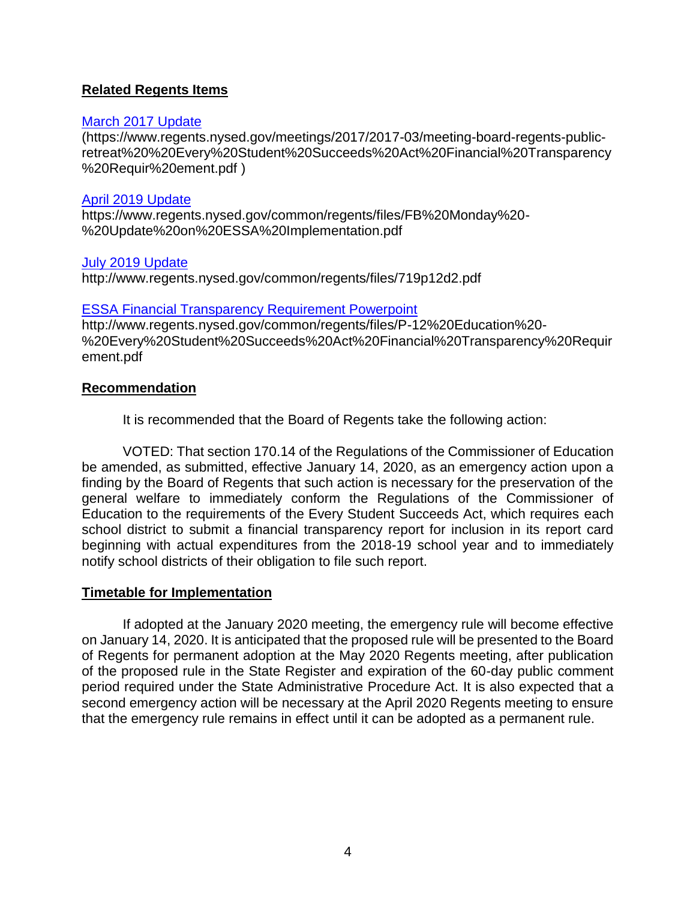**Related Regents Items**

[March 2017 Update](https://www.regents.nysed.gov/meetings/2017/2017-03/meeting-board-regents-public-retreat%20%20Every%20Student%20Succeeds%20Act%20Financial%20Transparency%20Requir%20ement.pdf)
(https://www.regents.nysed.gov/meetings/2017/2017-03/meeting-board-regents-public-retreat%20%20Every%20Student%20Succeeds%20Act%20Financial%20Transparency%20Requir%20ement.pdf )

[April 2019 Update](https://www.regents.nysed.gov/common/regents/files/FB%20Monday%20-%20Update%20on%20ESSA%20Implementation.pdf)
https://www.regents.nysed.gov/common/regents/files/FB%20Monday%20-%20Update%20on%20ESSA%20Implementation.pdf

[July 2019 Update](http://www.regents.nysed.gov/common/regents/files/719p12d2.pdf)
http://www.regents.nysed.gov/common/regents/files/719p12d2.pdf

[ESSA Financial Transparency Requirement Powerpoint](http://www.regents.nysed.gov/common/regents/files/P-12%20Education%20-%20Every%20Student%20Succeeds%20Act%20Financial%20Transparency%20Requirement.pdf)
http://www.regents.nysed.gov/common/regents/files/P-12%20Education%20-%20Every%20Student%20Succeeds%20Act%20Financial%20Transparency%20Requirement.pdf

**Recommendation**

It is recommended that the Board of Regents take the following action:

VOTED: That section 170.14 of the Regulations of the Commissioner of Education be amended, as submitted, effective January 14, 2020, as an emergency action upon a finding by the Board of Regents that such action is necessary for the preservation of the general welfare to immediately conform the Regulations of the Commissioner of Education to the requirements of the Every Student Succeeds Act, which requires each school district to submit a financial transparency report for inclusion in its report card beginning with actual expenditures from the 2018-19 school year and to immediately notify school districts of their obligation to file such report.

**Timetable for Implementation**

If adopted at the January 2020 meeting, the emergency rule will become effective on January 14, 2020. It is anticipated that the proposed rule will be presented to the Board of Regents for permanent adoption at the May 2020 Regents meeting, after publication of the proposed rule in the State Register and expiration of the 60-day public comment period required under the State Administrative Procedure Act. It is also expected that a second emergency action will be necessary at the April 2020 Regents meeting to ensure that the emergency rule remains in effect until it can be adopted as a permanent rule.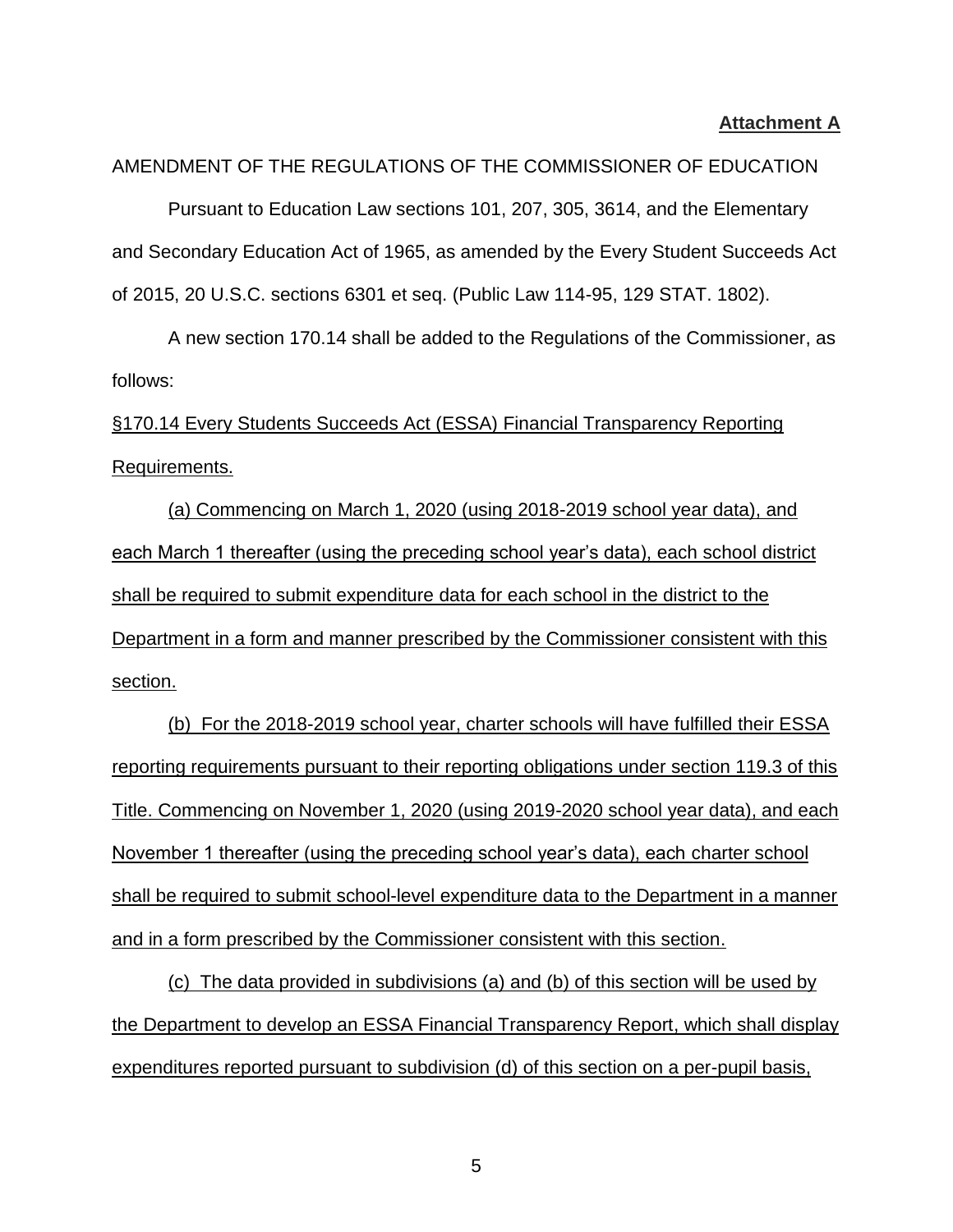**Attachment A**

AMENDMENT OF THE REGULATIONS OF THE COMMISSIONER OF EDUCATION

Pursuant to Education Law sections 101, 207, 305, 3614, and the Elementary and Secondary Education Act of 1965, as amended by the Every Student Succeeds Act of 2015, 20 U.S.C. sections 6301 et seq. (Public Law 114-95, 129 STAT. 1802).

A new section 170.14 shall be added to the Regulations of the Commissioner, as follows:

§170.14 Every Students Succeeds Act (ESSA) Financial Transparency Reporting Requirements.

(a) Commencing on March 1, 2020 (using 2018-2019 school year data), and each March 1 thereafter (using the preceding school year's data), each school district shall be required to submit expenditure data for each school in the district to the Department in a form and manner prescribed by the Commissioner consistent with this section.

(b) For the 2018-2019 school year, charter schools will have fulfilled their ESSA reporting requirements pursuant to their reporting obligations under section 119.3 of this Title. Commencing on November 1, 2020 (using 2019-2020 school year data), and each November 1 thereafter (using the preceding school year's data), each charter school shall be required to submit school-level expenditure data to the Department in a manner and in a form prescribed by the Commissioner consistent with this section.

(c) The data provided in subdivisions (a) and (b) of this section will be used by the Department to develop an ESSA Financial Transparency Report, which shall display expenditures reported pursuant to subdivision (d) of this section on a per-pupil basis,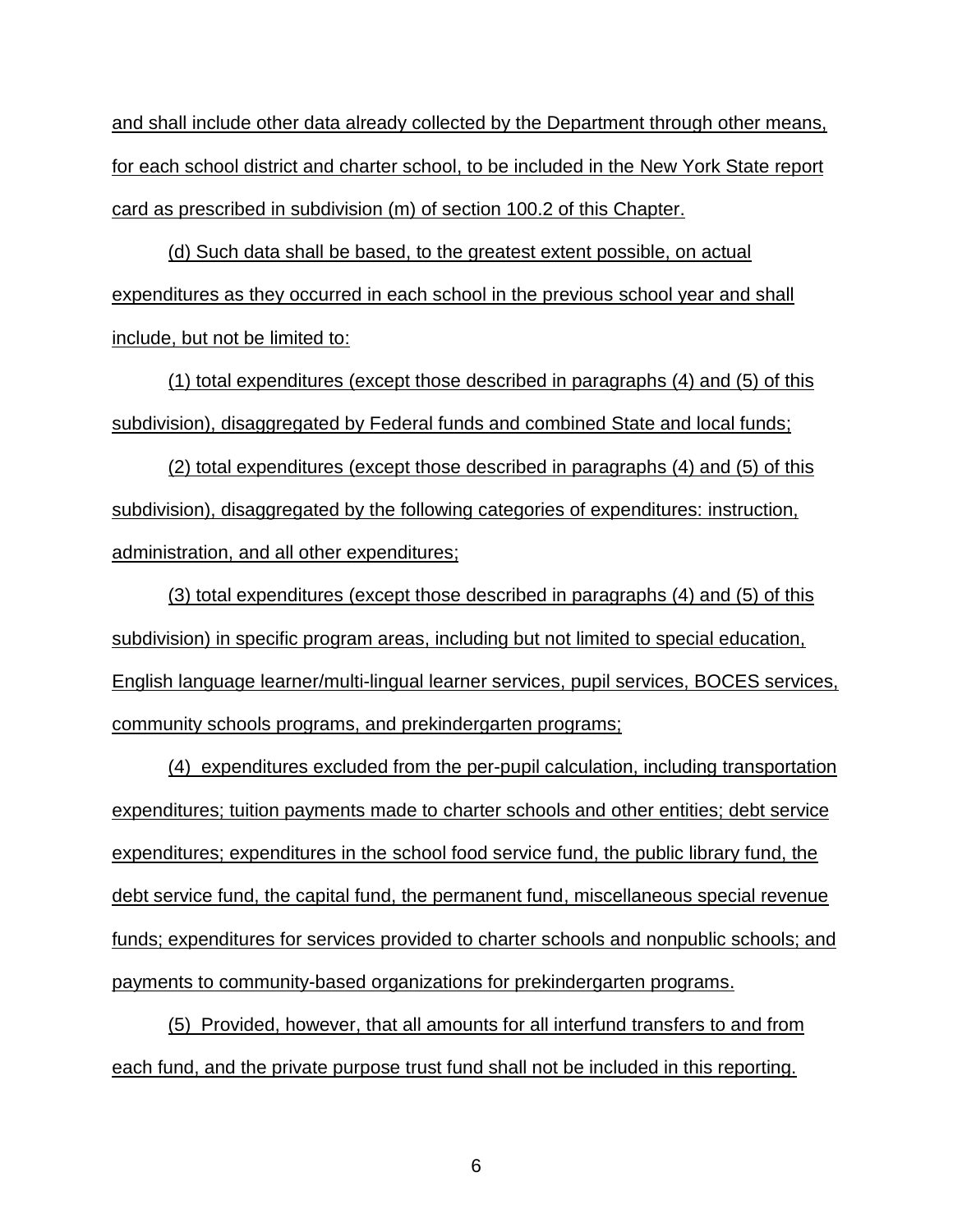and shall include other data already collected by the Department through other means, for each school district and charter school, to be included in the New York State report card as prescribed in subdivision (m) of section 100.2 of this Chapter.

(d) Such data shall be based, to the greatest extent possible, on actual expenditures as they occurred in each school in the previous school year and shall include, but not be limited to:

(1) total expenditures (except those described in paragraphs (4) and (5) of this subdivision), disaggregated by Federal funds and combined State and local funds;

(2) total expenditures (except those described in paragraphs (4) and (5) of this subdivision), disaggregated by the following categories of expenditures: instruction, administration, and all other expenditures;

(3) total expenditures (except those described in paragraphs (4) and (5) of this subdivision) in specific program areas, including but not limited to special education, English language learner/multi-lingual learner services, pupil services, BOCES services, community schools programs, and prekindergarten programs;

(4) expenditures excluded from the per-pupil calculation, including transportation expenditures; tuition payments made to charter schools and other entities; debt service expenditures; expenditures in the school food service fund, the public library fund, the debt service fund, the capital fund, the permanent fund, miscellaneous special revenue funds; expenditures for services provided to charter schools and nonpublic schools; and payments to community-based organizations for prekindergarten programs.

(5) Provided, however, that all amounts for all interfund transfers to and from each fund, and the private purpose trust fund shall not be included in this reporting.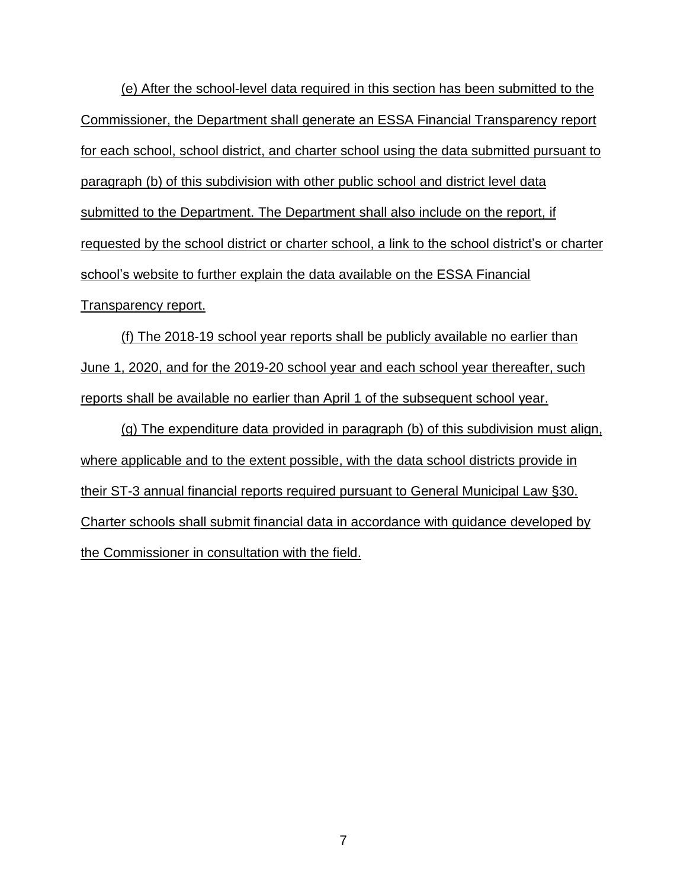(e) After the school-level data required in this section has been submitted to the Commissioner, the Department shall generate an ESSA Financial Transparency report for each school, school district, and charter school using the data submitted pursuant to paragraph (b) of this subdivision with other public school and district level data submitted to the Department. The Department shall also include on the report, if requested by the school district or charter school, a link to the school district's or charter school's website to further explain the data available on the ESSA Financial Transparency report.

(f) The 2018-19 school year reports shall be publicly available no earlier than June 1, 2020, and for the 2019-20 school year and each school year thereafter, such reports shall be available no earlier than April 1 of the subsequent school year.

(g) The expenditure data provided in paragraph (b) of this subdivision must align, where applicable and to the extent possible, with the data school districts provide in their ST-3 annual financial reports required pursuant to General Municipal Law §30. Charter schools shall submit financial data in accordance with guidance developed by the Commissioner in consultation with the field.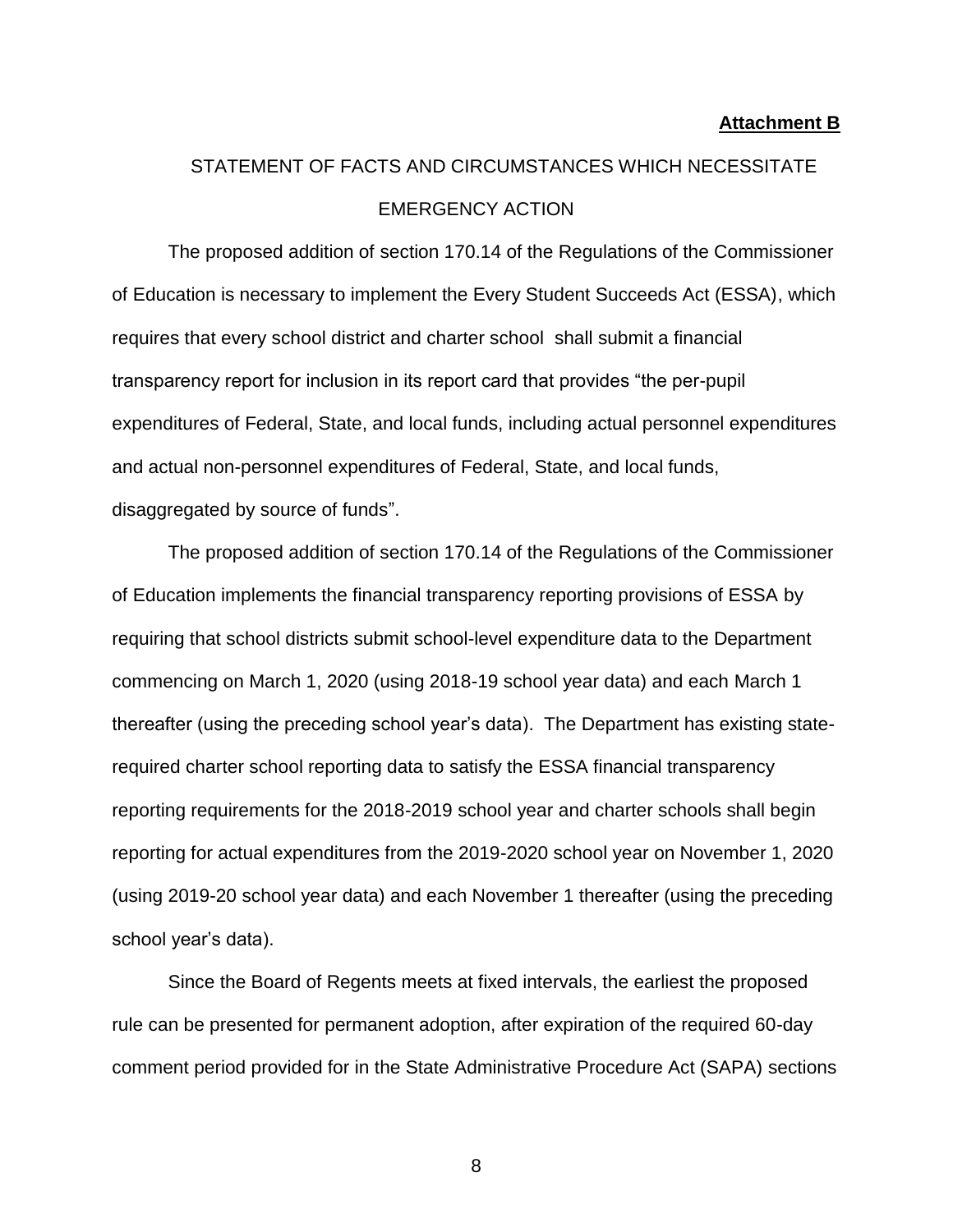**Attachment B**

STATEMENT OF FACTS AND CIRCUMSTANCES WHICH NECESSITATE EMERGENCY ACTION

The proposed addition of section 170.14 of the Regulations of the Commissioner of Education is necessary to implement the Every Student Succeeds Act (ESSA), which requires that every school district and charter school shall submit a financial transparency report for inclusion in its report card that provides "the per-pupil expenditures of Federal, State, and local funds, including actual personnel expenditures and actual non-personnel expenditures of Federal, State, and local funds, disaggregated by source of funds".

The proposed addition of section 170.14 of the Regulations of the Commissioner of Education implements the financial transparency reporting provisions of ESSA by requiring that school districts submit school-level expenditure data to the Department commencing on March 1, 2020 (using 2018-19 school year data) and each March 1 thereafter (using the preceding school year's data). The Department has existing state-required charter school reporting data to satisfy the ESSA financial transparency reporting requirements for the 2018-2019 school year and charter schools shall begin reporting for actual expenditures from the 2019-2020 school year on November 1, 2020 (using 2019-20 school year data) and each November 1 thereafter (using the preceding school year's data).

Since the Board of Regents meets at fixed intervals, the earliest the proposed rule can be presented for permanent adoption, after expiration of the required 60-day comment period provided for in the State Administrative Procedure Act (SAPA) sections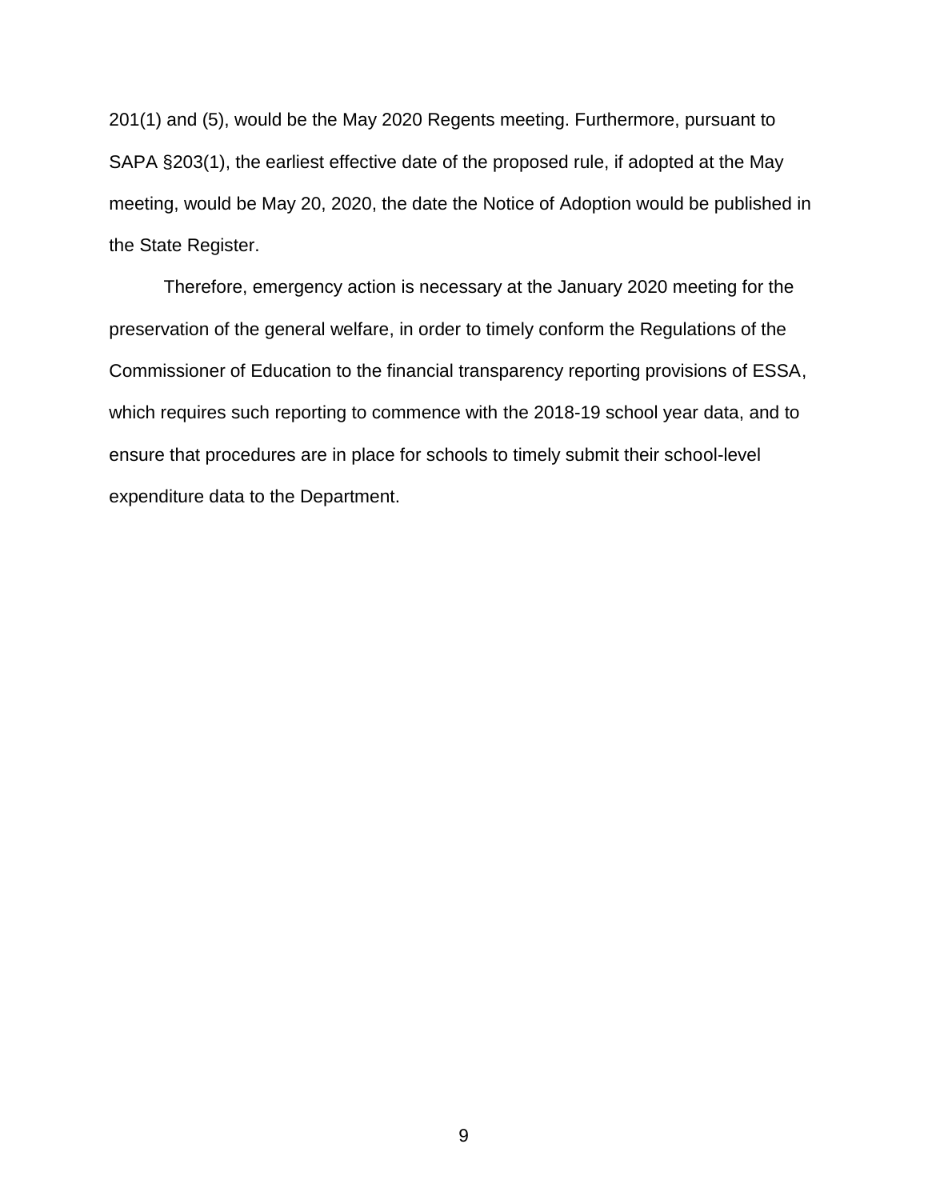201(1) and (5), would be the May 2020 Regents meeting. Furthermore, pursuant to SAPA §203(1), the earliest effective date of the proposed rule, if adopted at the May meeting, would be May 20, 2020, the date the Notice of Adoption would be published in the State Register.

Therefore, emergency action is necessary at the January 2020 meeting for the preservation of the general welfare, in order to timely conform the Regulations of the Commissioner of Education to the financial transparency reporting provisions of ESSA, which requires such reporting to commence with the 2018-19 school year data, and to ensure that procedures are in place for schools to timely submit their school-level expenditure data to the Department.